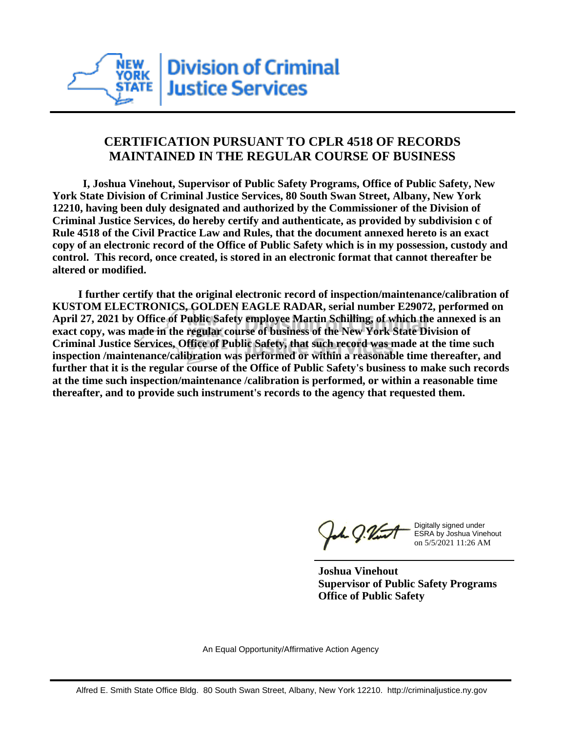**Division of Criminal Justice Services**

## CERTIFICATION PURSUANT TO CPLR 4518 OF RECORDS MAINTAINED IN THE REGULAR COURSE OF BUSINESS

**I, Joshua Vinehout, Supervisor of Public Safety Programs, Office of Public Safety, New York State Division of Criminal Justice Services, 80 South Swan Street, Albany, New York 12210, having been duly designated and authorized by the Commissioner of the Division of Criminal Justice Services, do hereby certify and authenticate, as provided by subdivision c of Rule 4518 of the Civil Practice Law and Rules, that the document annexed hereto is an exact copy of an electronic record of the Office of Public Safety which is in my possession, custody and control. This record, once created, is stored in an electronic format that cannot thereafter be altered or modified.**

**I further certify that the original electronic record of inspection/maintenance/calibration of KUSTOM ELECTRONICS, GOLDEN EAGLE RADAR, serial number E29072, performed on April 27, 2021 by Office of Public Safety employee Martin Schilling, of which the annexed is an exact copy, was made in the regular course of business of the New York State Division of Criminal Justice Services, Office of Public Safety, that such record was made at the time such inspection /maintenance/calibration was performed or within a reasonable time thereafter, and further that it is the regular course of the Office of Public Safety's business to make such records at the time such inspection/maintenance /calibration is performed, or within a reasonable time thereafter, and to provide such instrument's records to the agency that requested them.**

Digitally signed under ESRA by Joshua Vinehout on 5/5/2021 11:26 AM

**Joshua Vinehout**
**Supervisor of Public Safety Programs**
**Office of Public Safety**

An Equal Opportunity/Affirmative Action Agency

Alfred E. Smith State Office Bldg. 80 South Swan Street, Albany, New York 12210. http://criminaljustice.ny.gov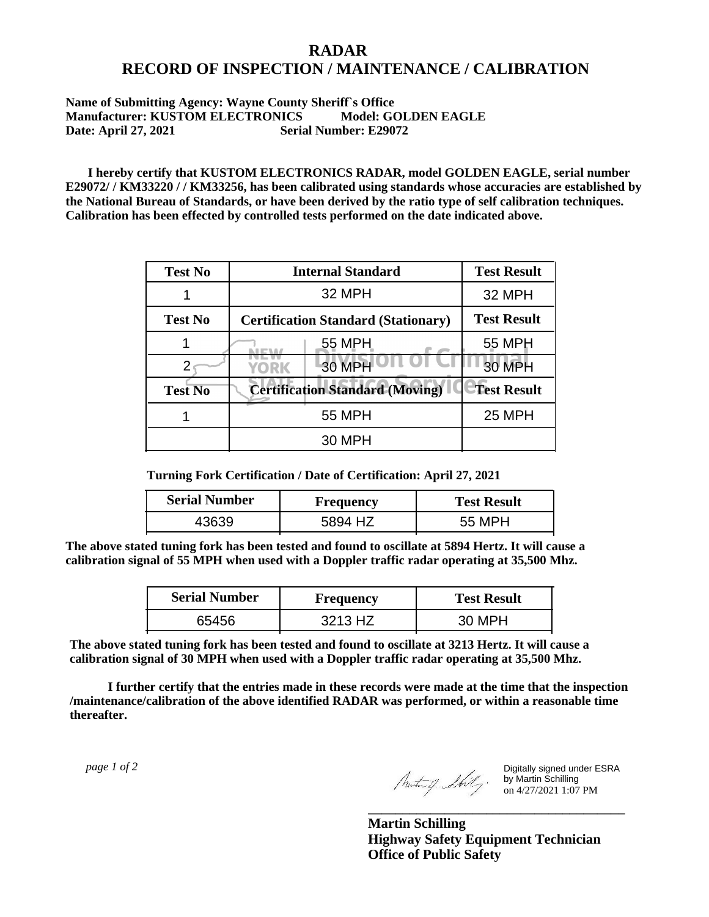# RADAR
# RECORD OF INSPECTION / MAINTENANCE / CALIBRATION

**Name of Submitting Agency: Wayne County Sheriff`s Office**
**Manufacturer: KUSTOM ELECTRONICS Model: GOLDEN EAGLE**
**Date: April 27, 2021 Serial Number: E29072**

**I hereby certify that KUSTOM ELECTRONICS RADAR, model GOLDEN EAGLE, serial number E29072/ / KM33220 / / KM33256, has been calibrated using standards whose accuracies are established by the National Bureau of Standards, or have been derived by the ratio type of self calibration techniques. Calibration has been effected by controlled tests performed on the date indicated above.**

| Test No | Internal Standard | Test Result |
|---|---|---|
| 1 | 32 MPH | 32 MPH |
| **Test No** | **Certification Standard (Stationary)** | **Test Result** |
| 1 | 55 MPH | 55 MPH |
| 2 | 30 MPH | 30 MPH |
| **Test No** | **Certification Standard (Moving)** | **Test Result** |
| 1 | 55 MPH | 25 MPH |
| | 30 MPH | |

**Turning Fork Certification / Date of Certification: April 27, 2021**

| Serial Number | Frequency | Test Result |
|---|---|---|
| 43639 | 5894 HZ | 55 MPH |

**The above stated tuning fork has been tested and found to oscillate at 5894 Hertz. It will cause a calibration signal of 55 MPH when used with a Doppler traffic radar operating at 35,500 Mhz.**

| Serial Number | Frequency | Test Result |
|---|---|---|
| 65456 | 3213 HZ | 30 MPH |

**The above stated tuning fork has been tested and found to oscillate at 3213 Hertz. It will cause a calibration signal of 30 MPH when used with a Doppler traffic radar operating at 35,500 Mhz.**

**I further certify that the entries made in these records were made at the time that the inspection /maintenance/calibration of the above identified RADAR was performed, or within a reasonable time thereafter.**

Digitally signed under ESRA by Martin Schilling on 4/27/2021 1:07 PM

**Martin Schilling**
**Highway Safety Equipment Technician**
**Office of Public Safety**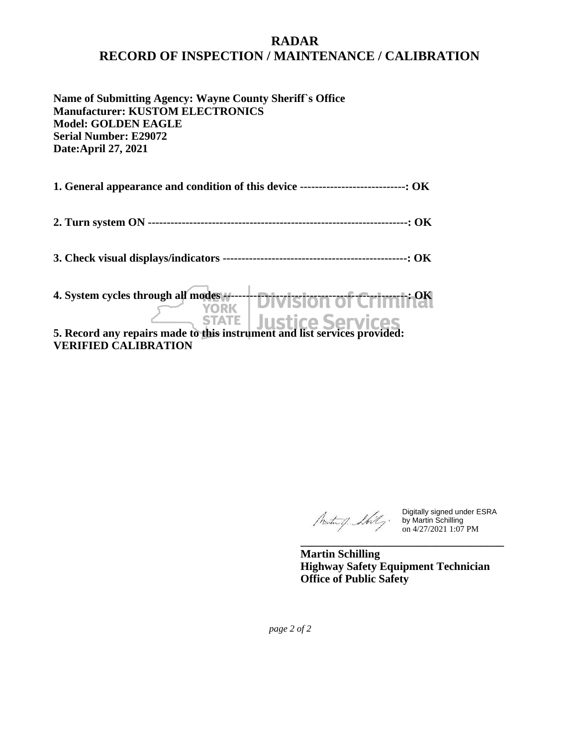# RADAR
# RECORD OF INSPECTION / MAINTENANCE / CALIBRATION

**Name of Submitting Agency: Wayne County Sheriff`s Office**
**Manufacturer: KUSTOM ELECTRONICS**
**Model: GOLDEN EAGLE**
**Serial Number: E29072**
**Date:April 27, 2021**

**1. General appearance and condition of this device ----------------------------: OK**

**2. Turn system ON -------------------------------------------------------------------: OK**

**3. Check visual displays/indicators -------------------------------------------------: OK**

**4. System cycles through all modes ------------------------------------------------: OK**

**5. Record any repairs made to this instrument and list services provided:**
**VERIFIED CALIBRATION**

Digitally signed under ESRA
by Martin Schilling
on 4/27/2021 1:07 PM

**Martin Schilling**
**Highway Safety Equipment Technician**
**Office of Public Safety**